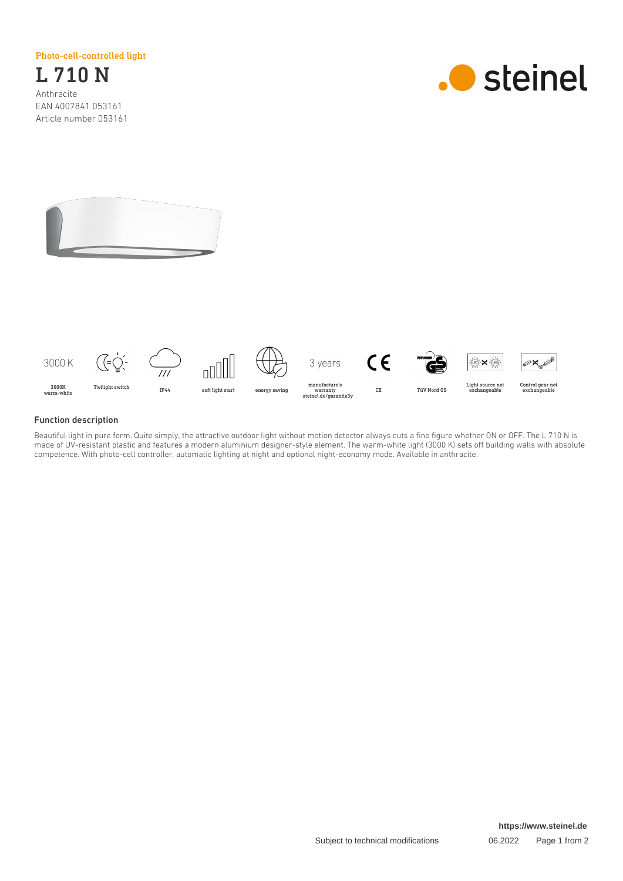Photo-cell-controlled light

# L 710 N

Anthracite
EAN 4007841 053161
Article number 053161

steinel

3000 K — 3000K warm-white
Twilight switch
IP44
soft light start
energy saving
3 years — manufacture's warranty steinel.de/garantie3y
CE
TüV Nord GS
Light source not exchangeable
Control gear not exchangeable

## Function description

Beautiful light in pure form. Quite simply, the attractive outdoor light without motion detector always cuts a fine figure whether ON or OFF. The L 710 N is made of UV-resistant plastic and features a modern aluminium designer-style element. The warm-white light (3000 K) sets off building walls with absolute competence. With photo-cell controller, automatic lighting at night and optional night-economy mode. Available in anthracite.

https://www.steinel.de

Subject to technical modifications 06.2022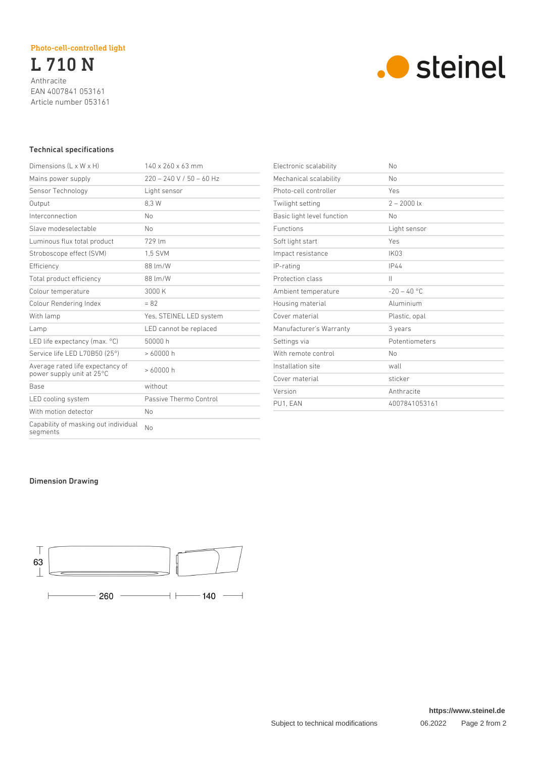Photo-cell-controlled light

# L 710 N

Anthracite
EAN 4007841 053161
Article number 053161

## Technical specifications

| | |
|---|---|
| Dimensions (L x W x H) | 140 x 260 x 63 mm |
| Mains power supply | 220 – 240 V / 50 – 60 Hz |
| Sensor Technology | Light sensor |
| Output | 8,3 W |
| Interconnection | No |
| Slave modeselectable | No |
| Luminous flux total product | 729 lm |
| Stroboscope effect (SVM) | 1,5 SVM |
| Efficiency | 88 lm/W |
| Total product efficiency | 88 lm/W |
| Colour temperature | 3000 K |
| Colour Rendering Index | = 82 |
| With lamp | Yes, STEINEL LED system |
| Lamp | LED cannot be replaced |
| LED life expectancy (max. °C) | 50000 h |
| Service life LED L70B50 (25°) | > 60000 h |
| Average rated life expectancy of power supply unit at 25°C | > 60000 h |
| Base | without |
| LED cooling system | Passive Thermo Control |
| With motion detector | No |
| Capability of masking out individual segments | No |

| | |
|---|---|
| Electronic scalability | No |
| Mechanical scalability | No |
| Photo-cell controller | Yes |
| Twilight setting | 2 – 2000 lx |
| Basic light level function | No |
| Functions | Light sensor |
| Soft light start | Yes |
| Impact resistance | IK03 |
| IP-rating | IP44 |
| Protection class | II |
| Ambient temperature | -20 – 40 °C |
| Housing material | Aluminium |
| Cover material | Plastic, opal |
| Manufacturer's Warranty | 3 years |
| Settings via | Potentiometers |
| With remote control | No |
| Installation site | wall |
| Cover material | sticker |
| Version | Anthracite |
| PU1, EAN | 4007841053161 |

## Dimension Drawing

63
260
140

https://www.steinel.de

Subject to technical modifications 06.2022